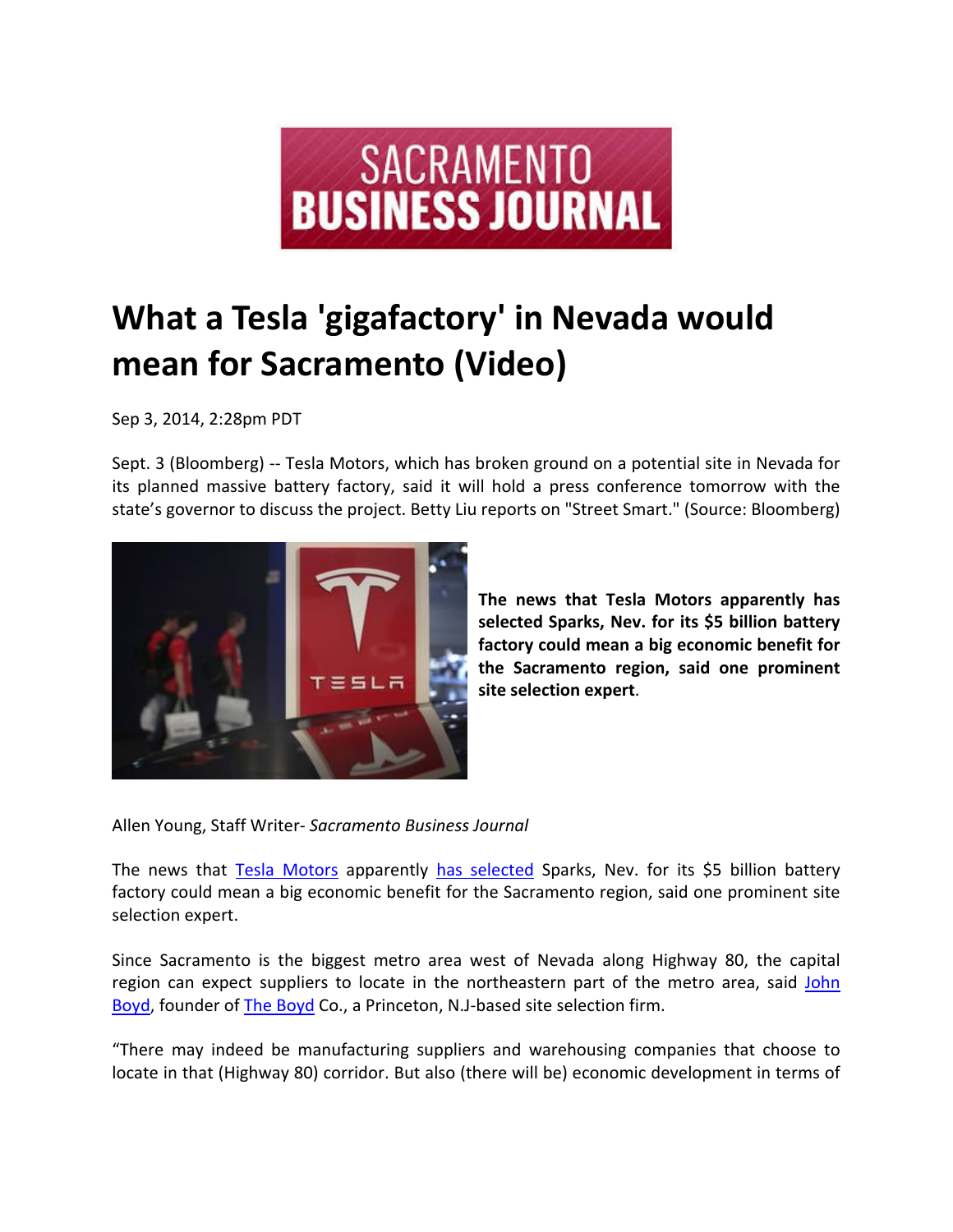# SACRAMENTO BUSINESS JOURNAL

# What a Tesla 'gigafactory' in Nevada would mean for Sacramento (Video)

Sep 3, 2014, 2:28pm PDT

Sept. 3 (Bloomberg) -- Tesla Motors, which has broken ground on a potential site in Nevada for its planned massive battery factory, said it will hold a press conference tomorrow with the state's governor to discuss the project. Betty Liu reports on "Street Smart." (Source: Bloomberg)

**The news that Tesla Motors apparently has selected Sparks, Nev. for its $5 billion battery factory could mean a big economic benefit for the Sacramento region, said one prominent site selection expert**.

Allen Young, Staff Writer- *Sacramento Business Journal*

The news that Tesla Motors apparently has selected Sparks, Nev. for its $5 billion battery factory could mean a big economic benefit for the Sacramento region, said one prominent site selection expert.

Since Sacramento is the biggest metro area west of Nevada along Highway 80, the capital region can expect suppliers to locate in the northeastern part of the metro area, said John Boyd, founder of The Boyd Co., a Princeton, N.J-based site selection firm.

"There may indeed be manufacturing suppliers and warehousing companies that choose to locate in that (Highway 80) corridor. But also (there will be) economic development in terms of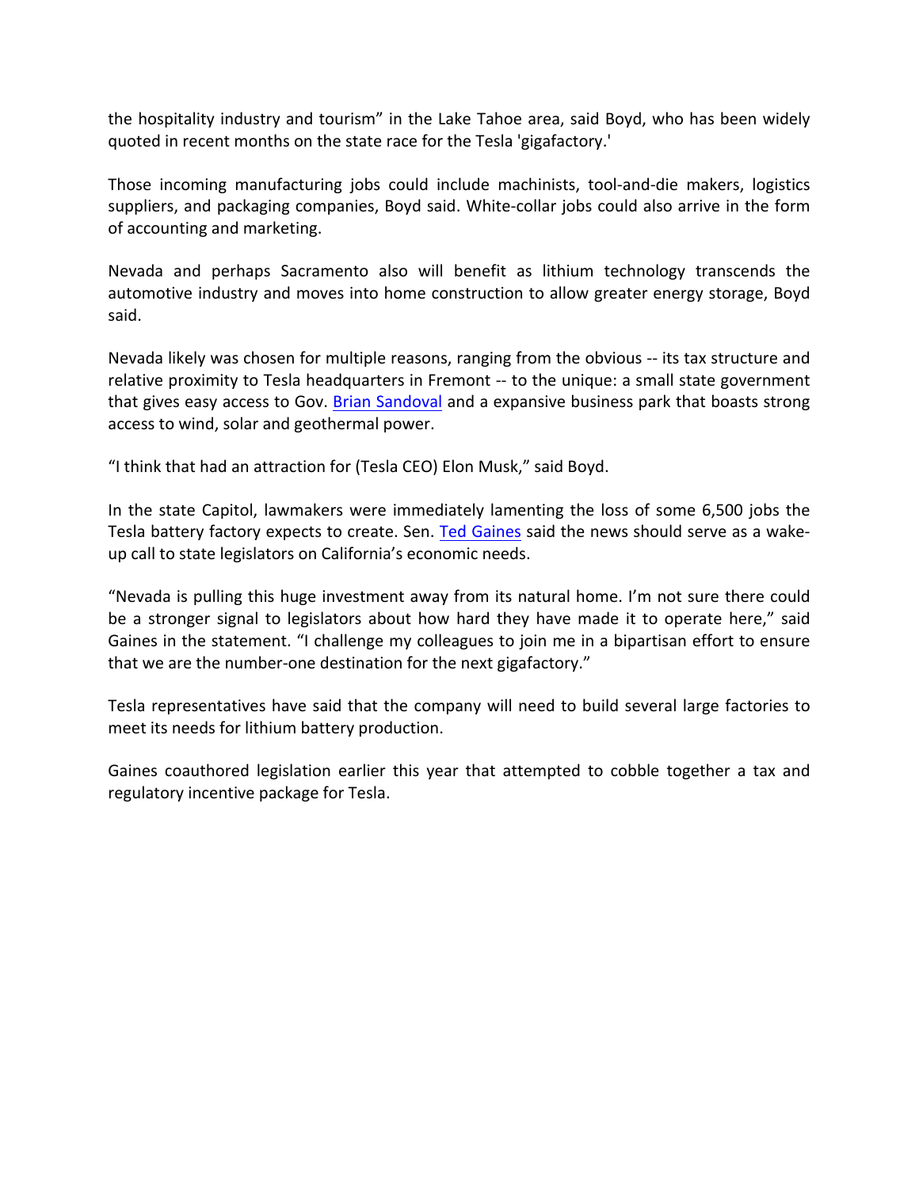the hospitality industry and tourism" in the Lake Tahoe area, said Boyd, who has been widely quoted in recent months on the state race for the Tesla 'gigafactory.'

Those incoming manufacturing jobs could include machinists, tool-and-die makers, logistics suppliers, and packaging companies, Boyd said. White-collar jobs could also arrive in the form of accounting and marketing.

Nevada and perhaps Sacramento also will benefit as lithium technology transcends the automotive industry and moves into home construction to allow greater energy storage, Boyd said.

Nevada likely was chosen for multiple reasons, ranging from the obvious -- its tax structure and relative proximity to Tesla headquarters in Fremont -- to the unique: a small state government that gives easy access to Gov. Brian Sandoval and a expansive business park that boasts strong access to wind, solar and geothermal power.

"I think that had an attraction for (Tesla CEO) Elon Musk," said Boyd.

In the state Capitol, lawmakers were immediately lamenting the loss of some 6,500 jobs the Tesla battery factory expects to create. Sen. Ted Gaines said the news should serve as a wake-up call to state legislators on California's economic needs.

"Nevada is pulling this huge investment away from its natural home. I'm not sure there could be a stronger signal to legislators about how hard they have made it to operate here," said Gaines in the statement. "I challenge my colleagues to join me in a bipartisan effort to ensure that we are the number-one destination for the next gigafactory."

Tesla representatives have said that the company will need to build several large factories to meet its needs for lithium battery production.

Gaines coauthored legislation earlier this year that attempted to cobble together a tax and regulatory incentive package for Tesla.